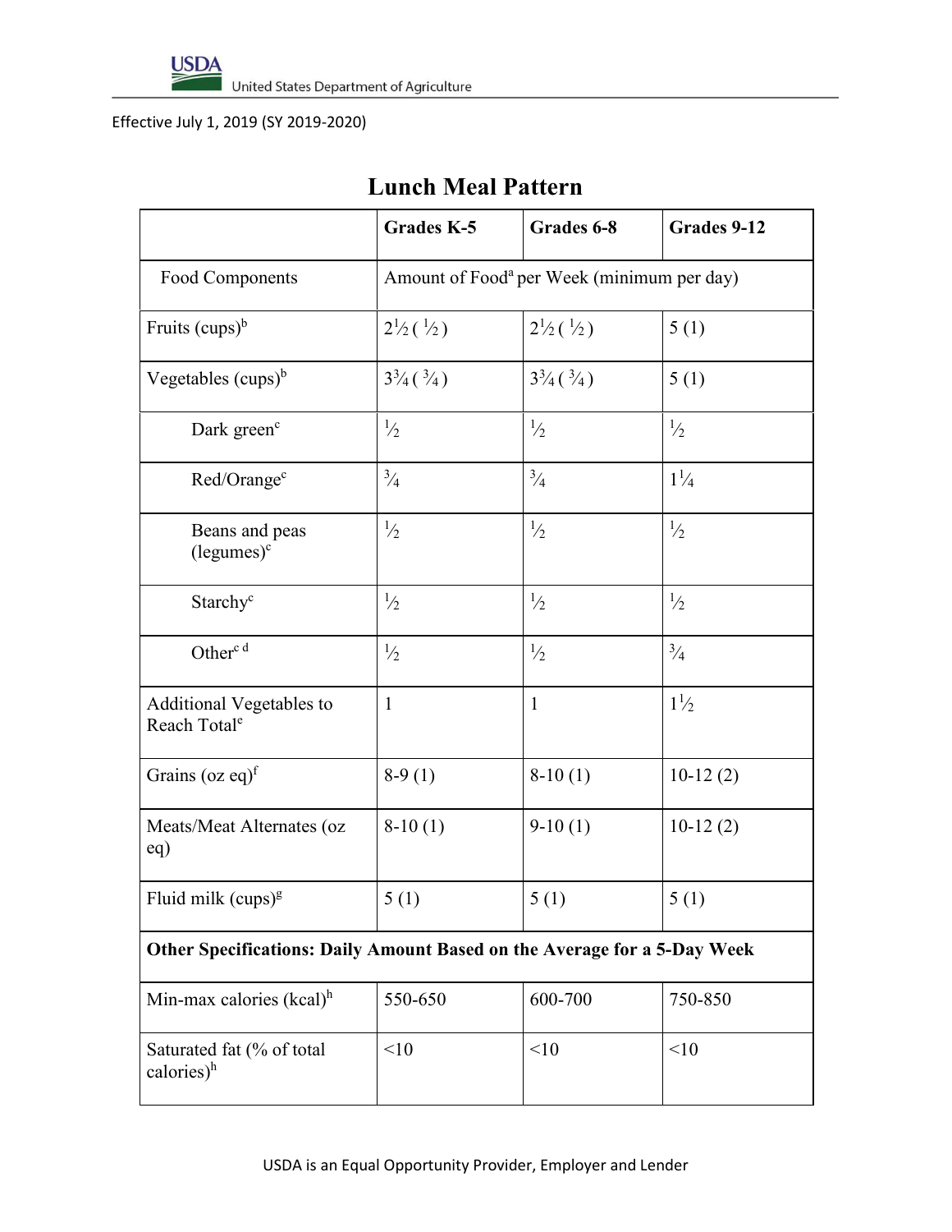Effective July 1, 2019 (SY 2019-2020)

## Lunch Meal Pattern

| | Grades K-5 | Grades 6-8 | Grades 9-12 |
|---|---|---|---|
| Food Components | Amount of Food[a] per Week (minimum per day) | | |
| Fruits (cups)[b] | 2½ (½) | 2½ (½) | 5 (1) |
| Vegetables (cups)[b] | 3¾ (¾) | 3¾ (¾) | 5 (1) |
| Dark green[c] | ½ | ½ | ½ |
| Red/Orange[c] | ¾ | ¾ | 1¼ |
| Beans and peas (legumes)[c] | ½ | ½ | ½ |
| Starchy[c] | ½ | ½ | ½ |
| Other[c d] | ½ | ½ | ¾ |
| Additional Vegetables to Reach Total[e] | 1 | 1 | 1½ |
| Grains (oz eq)[f] | 8-9 (1) | 8-10 (1) | 10-12 (2) |
| Meats/Meat Alternates (oz eq) | 8-10 (1) | 9-10 (1) | 10-12 (2) |
| Fluid milk (cups)[g] | 5 (1) | 5 (1) | 5 (1) |
| **Other Specifications: Daily Amount Based on the Average for a 5-Day Week** | | | |
| Min-max calories (kcal)[h] | 550-650 | 600-700 | 750-850 |
| Saturated fat (% of total calories)[h] | <10 | <10 | <10 |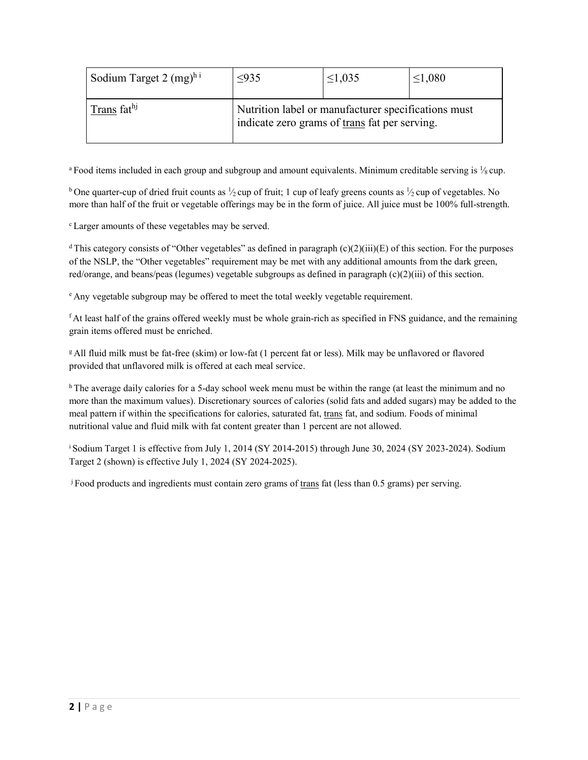| | | | |
|---|---|---|---|
| Sodium Target 2 (mg)[h i] | ≤935 | ≤1,035 | ≤1,080 |
| Trans fat[hj] | Nutrition label or manufacturer specifications must indicate zero grams of trans fat per serving. | | |

[a] Food items included in each group and subgroup and amount equivalents. Minimum creditable serving is ⅛ cup.

[b] One quarter-cup of dried fruit counts as ½ cup of fruit; 1 cup of leafy greens counts as ½ cup of vegetables. No more than half of the fruit or vegetable offerings may be in the form of juice. All juice must be 100% full-strength.

[c] Larger amounts of these vegetables may be served.

[d] This category consists of "Other vegetables" as defined in paragraph (c)(2)(iii)(E) of this section. For the purposes of the NSLP, the "Other vegetables" requirement may be met with any additional amounts from the dark green, red/orange, and beans/peas (legumes) vegetable subgroups as defined in paragraph (c)(2)(iii) of this section.

[e] Any vegetable subgroup may be offered to meet the total weekly vegetable requirement.

[f] At least half of the grains offered weekly must be whole grain-rich as specified in FNS guidance, and the remaining grain items offered must be enriched.

[g] All fluid milk must be fat-free (skim) or low-fat (1 percent fat or less). Milk may be unflavored or flavored provided that unflavored milk is offered at each meal service.

[h] The average daily calories for a 5-day school week menu must be within the range (at least the minimum and no more than the maximum values). Discretionary sources of calories (solid fats and added sugars) may be added to the meal pattern if within the specifications for calories, saturated fat, trans fat, and sodium. Foods of minimal nutritional value and fluid milk with fat content greater than 1 percent are not allowed.

[i] Sodium Target 1 is effective from July 1, 2014 (SY 2014-2015) through June 30, 2024 (SY 2023-2024). Sodium Target 2 (shown) is effective July 1, 2024 (SY 2024-2025).

[j] Food products and ingredients must contain zero grams of trans fat (less than 0.5 grams) per serving.